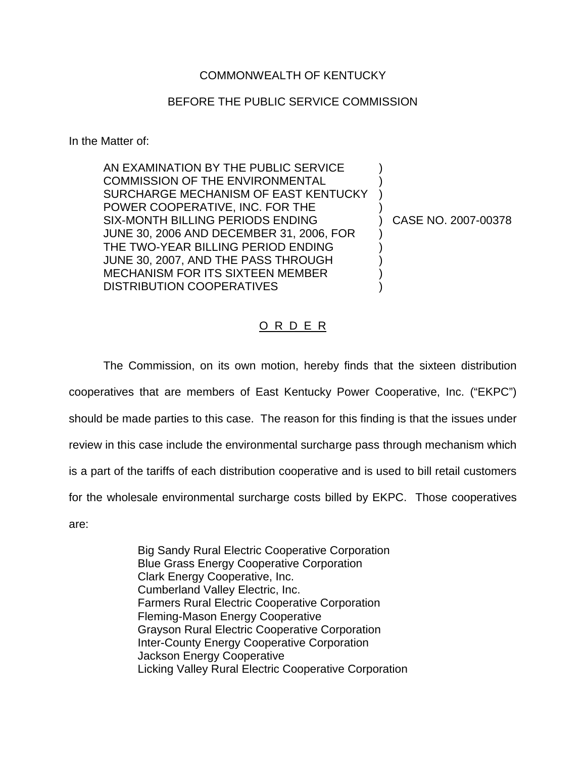COMMONWEALTH OF KENTUCKY

BEFORE THE PUBLIC SERVICE COMMISSION

In the Matter of:

| | | |
|---|---|---|
| AN EXAMINATION BY THE PUBLIC SERVICE COMMISSION OF THE ENVIRONMENTAL SURCHARGE MECHANISM OF EAST KENTUCKY POWER COOPERATIVE, INC. FOR THE SIX-MONTH BILLING PERIODS ENDING JUNE 30, 2006 AND DECEMBER 31, 2006, FOR THE TWO-YEAR BILLING PERIOD ENDING JUNE 30, 2007, AND THE PASS THROUGH MECHANISM FOR ITS SIXTEEN MEMBER DISTRIBUTION COOPERATIVES | ) | CASE NO. 2007-00378 |

## O R D E R

The Commission, on its own motion, hereby finds that the sixteen distribution cooperatives that are members of East Kentucky Power Cooperative, Inc. ("EKPC") should be made parties to this case. The reason for this finding is that the issues under review in this case include the environmental surcharge pass through mechanism which is a part of the tariffs of each distribution cooperative and is used to bill retail customers for the wholesale environmental surcharge costs billed by EKPC. Those cooperatives are:

Big Sandy Rural Electric Cooperative Corporation
Blue Grass Energy Cooperative Corporation
Clark Energy Cooperative, Inc.
Cumberland Valley Electric, Inc.
Farmers Rural Electric Cooperative Corporation
Fleming-Mason Energy Cooperative
Grayson Rural Electric Cooperative Corporation
Inter-County Energy Cooperative Corporation
Jackson Energy Cooperative
Licking Valley Rural Electric Cooperative Corporation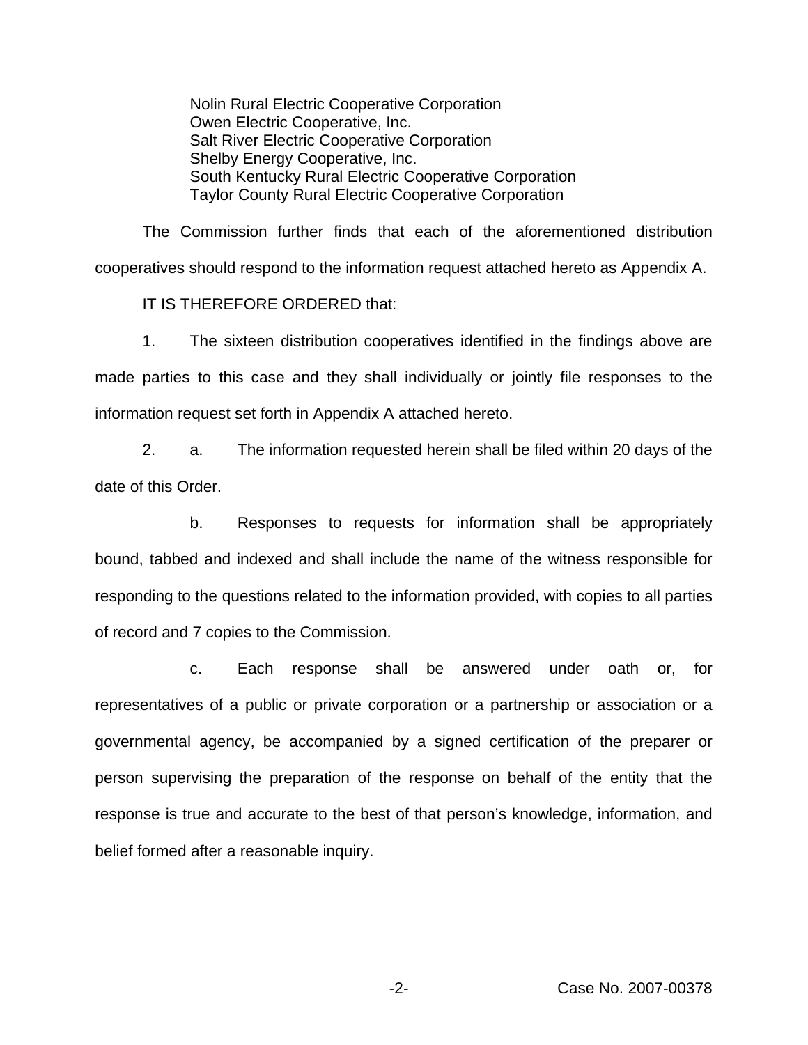Nolin Rural Electric Cooperative Corporation
Owen Electric Cooperative, Inc.
Salt River Electric Cooperative Corporation
Shelby Energy Cooperative, Inc.
South Kentucky Rural Electric Cooperative Corporation
Taylor County Rural Electric Cooperative Corporation

The Commission further finds that each of the aforementioned distribution cooperatives should respond to the information request attached hereto as Appendix A.

IT IS THEREFORE ORDERED that:

1. The sixteen distribution cooperatives identified in the findings above are made parties to this case and they shall individually or jointly file responses to the information request set forth in Appendix A attached hereto.

2. a. The information requested herein shall be filed within 20 days of the date of this Order.

   b. Responses to requests for information shall be appropriately bound, tabbed and indexed and shall include the name of the witness responsible for responding to the questions related to the information provided, with copies to all parties of record and 7 copies to the Commission.

   c. Each response shall be answered under oath or, for representatives of a public or private corporation or a partnership or association or a governmental agency, be accompanied by a signed certification of the preparer or person supervising the preparation of the response on behalf of the entity that the response is true and accurate to the best of that person's knowledge, information, and belief formed after a reasonable inquiry.

Case No. 2007-00378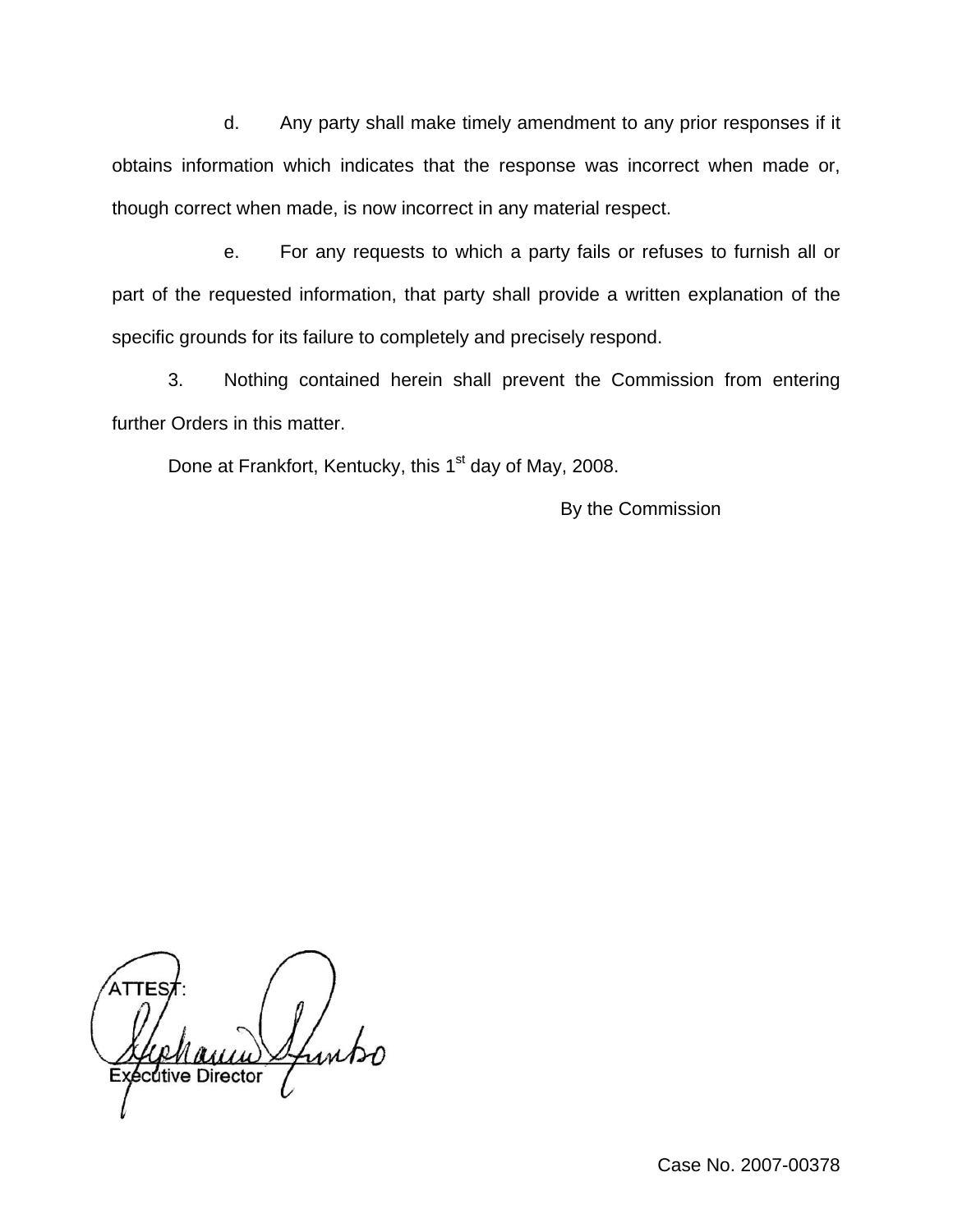d. Any party shall make timely amendment to any prior responses if it obtains information which indicates that the response was incorrect when made or, though correct when made, is now incorrect in any material respect.

e. For any requests to which a party fails or refuses to furnish all or part of the requested information, that party shall provide a written explanation of the specific grounds for its failure to completely and precisely respond.

3. Nothing contained herein shall prevent the Commission from entering further Orders in this matter.

Done at Frankfort, Kentucky, this 1st day of May, 2008.

By the Commission

ATTEST:

Executive Director

Case No. 2007-00378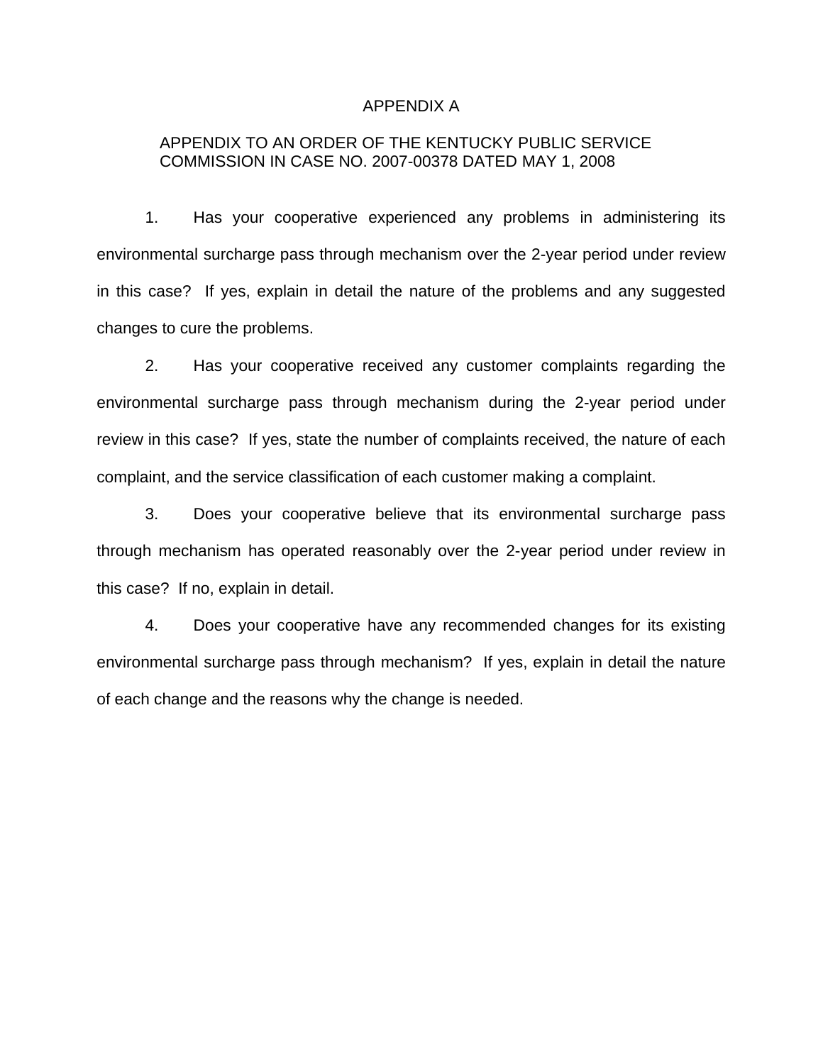# APPENDIX A

## APPENDIX TO AN ORDER OF THE KENTUCKY PUBLIC SERVICE COMMISSION IN CASE NO. 2007-00378 DATED MAY 1, 2008

1. Has your cooperative experienced any problems in administering its environmental surcharge pass through mechanism over the 2-year period under review in this case? If yes, explain in detail the nature of the problems and any suggested changes to cure the problems.

2. Has your cooperative received any customer complaints regarding the environmental surcharge pass through mechanism during the 2-year period under review in this case? If yes, state the number of complaints received, the nature of each complaint, and the service classification of each customer making a complaint.

3. Does your cooperative believe that its environmental surcharge pass through mechanism has operated reasonably over the 2-year period under review in this case? If no, explain in detail.

4. Does your cooperative have any recommended changes for its existing environmental surcharge pass through mechanism? If yes, explain in detail the nature of each change and the reasons why the change is needed.